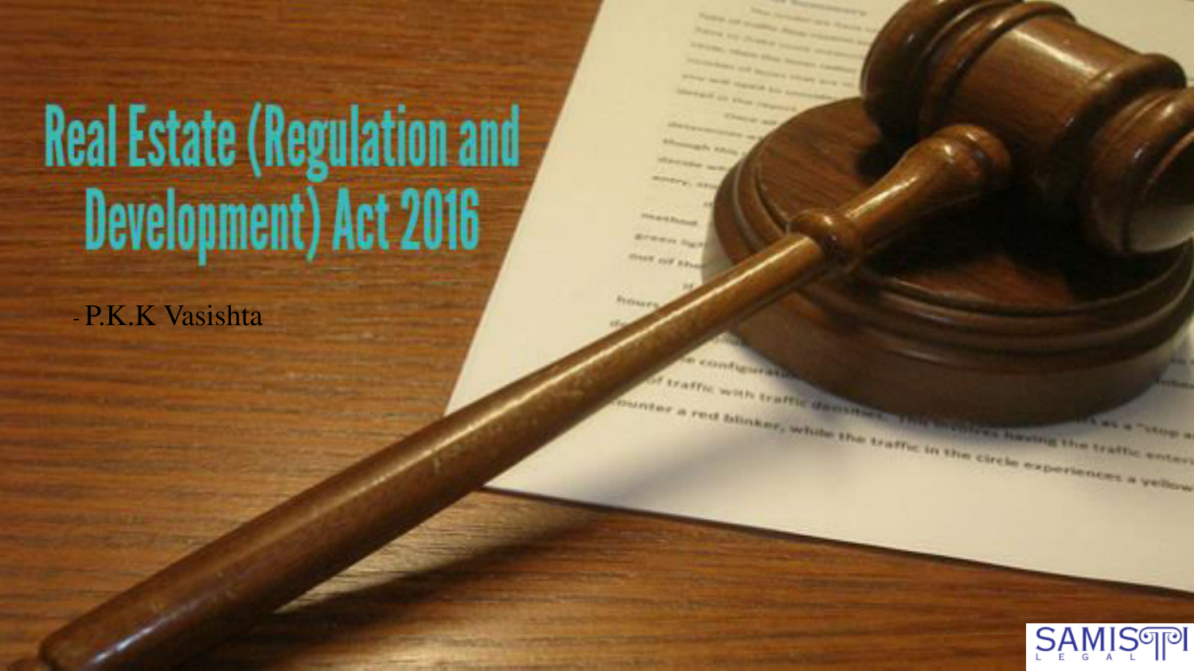# Real Estate (Regulation and Development) Act 2016

- P.K.K Vasishta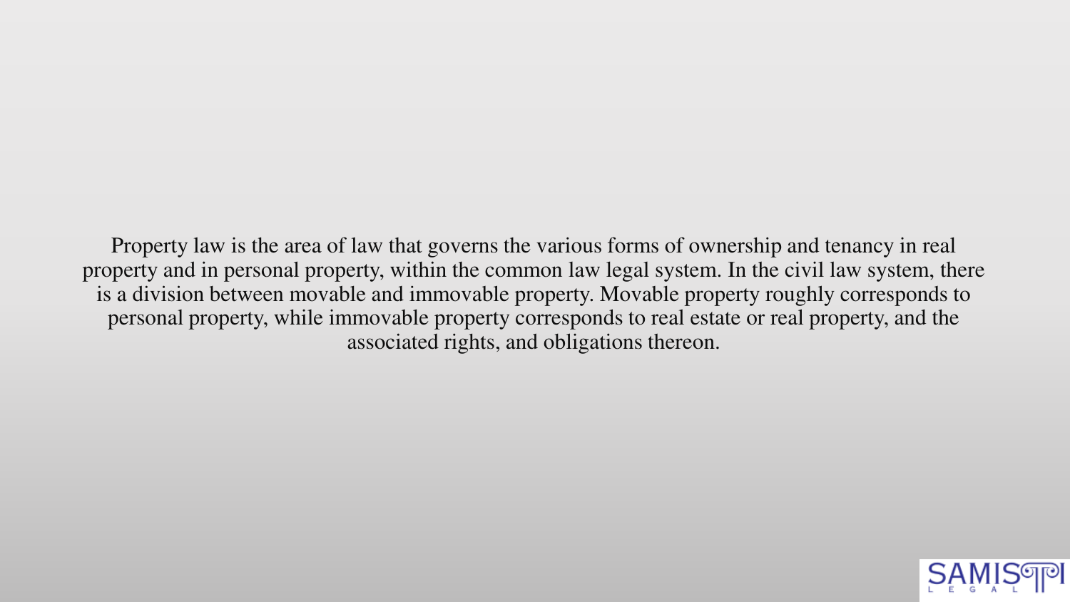Property law is the area of law that governs the various forms of ownership and tenancy in real property and in personal property, within the common law legal system. In the civil law system, there is a division between movable and immovable property. Movable property roughly corresponds to personal property, while immovable property corresponds to real estate or real property, and the associated rights, and obligations thereon.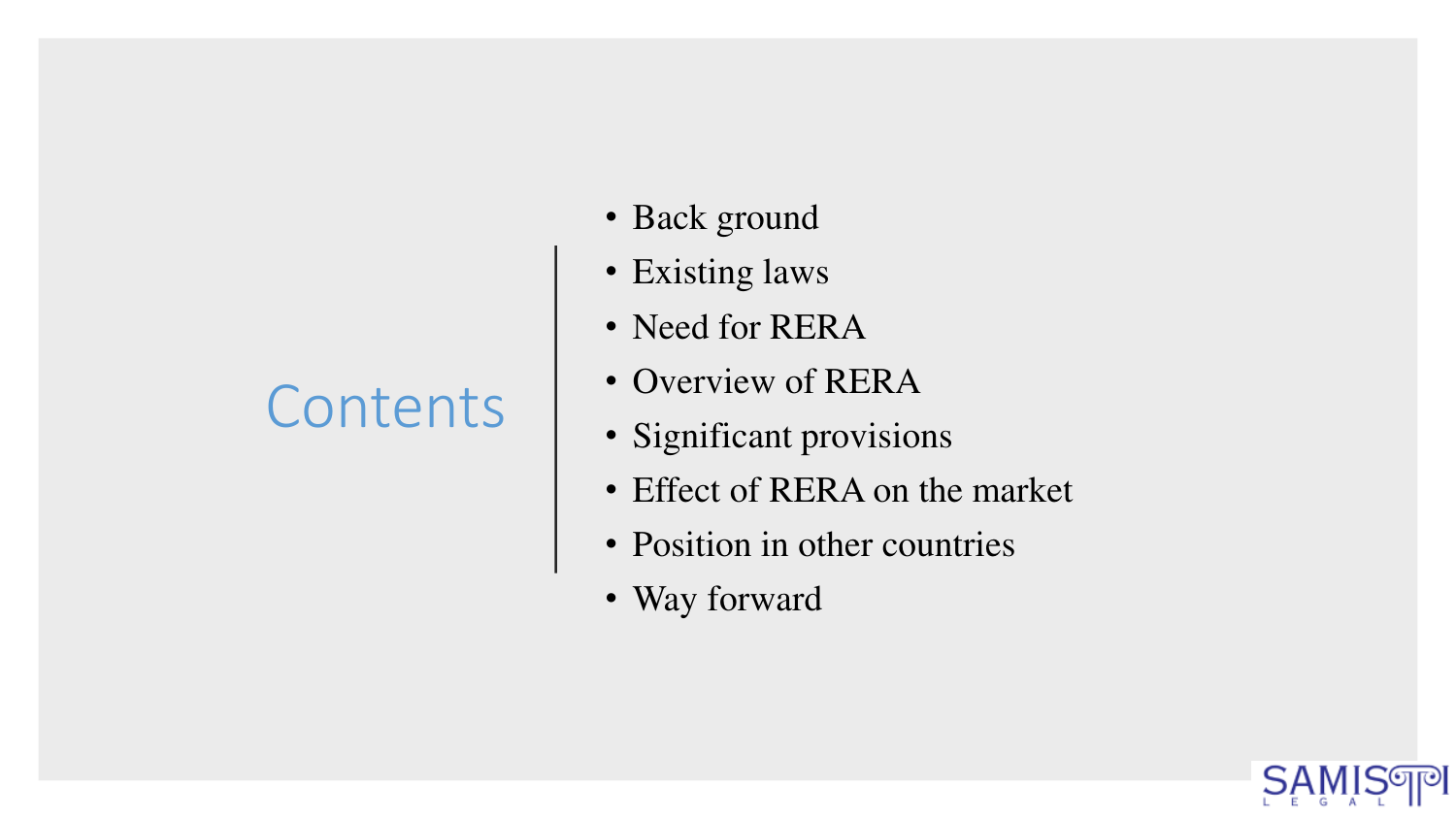# Contents

- Back ground
- Existing laws
- Need for RERA
- Overview of RERA
- Significant provisions
- Effect of RERA on the market
- Position in other countries
- Way forward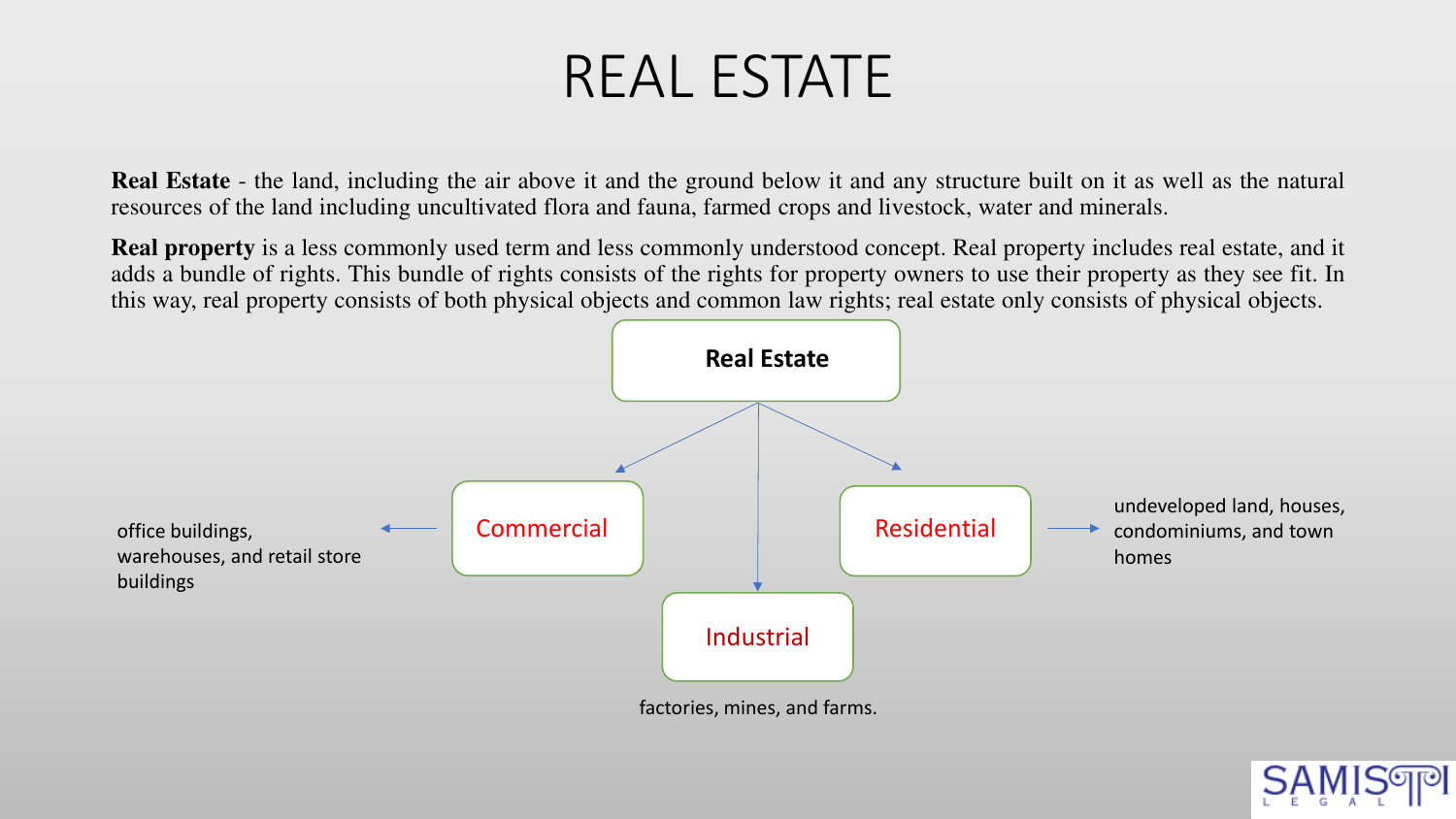# REAL ESTATE

**Real Estate** - the land, including the air above it and the ground below it and any structure built on it as well as the natural resources of the land including uncultivated flora and fauna, farmed crops and livestock, water and minerals.

**Real property** is a less commonly used term and less commonly understood concept. Real property includes real estate, and it adds a bundle of rights. This bundle of rights consists of the rights for property owners to use their property as they see fit. In this way, real property consists of both physical objects and common law rights; real estate only consists of physical objects.

**Real Estate**

- **Commercial** → office buildings, warehouses, and retail store buildings
- **Industrial** → factories, mines, and farms.
- **Residential** → undeveloped land, houses, condominiums, and town homes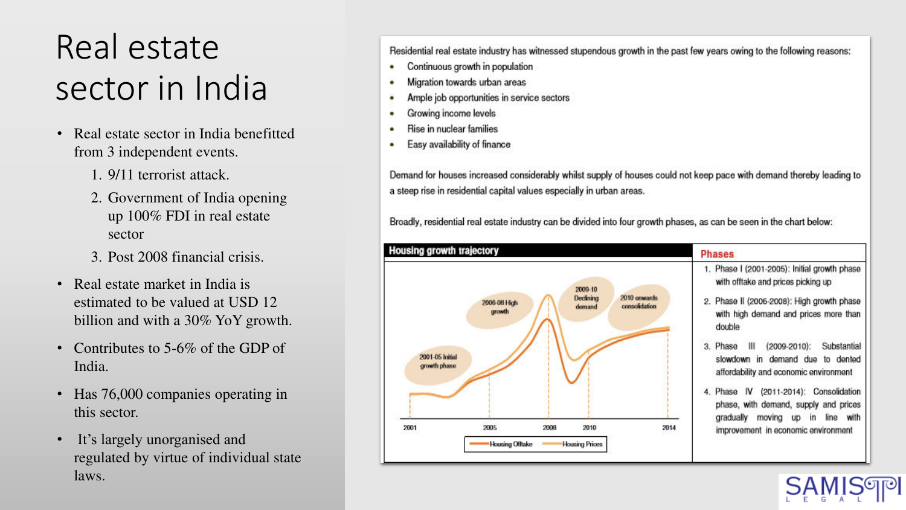# Real estate sector in India

- Real estate sector in India benefitted from 3 independent events.
  1. 9/11 terrorist attack.
  2. Government of India opening up 100% FDI in real estate sector
  3. Post 2008 financial crisis.
- Real estate market in India is estimated to be valued at USD 12 billion and with a 30% YoY growth.
- Contributes to 5-6% of the GDP of India.
- Has 76,000 companies operating in this sector.
- It's largely unorganised and regulated by virtue of individual state laws.

Residential real estate industry has witnessed stupendous growth in the past few years owing to the following reasons:

- Continuous growth in population
- Migration towards urban areas
- Ample job opportunities in service sectors
- Growing income levels
- Rise in nuclear families
- Easy availability of finance

Demand for houses increased considerably whilst supply of houses could not keep pace with demand thereby leading to a steep rise in residential capital values especially in urban areas.

Broadly, residential real estate industry can be divided into four growth phases, as can be seen in the chart below:

**Housing growth trajectory**

2001-05 Initial growth phase — 2006-08 High growth — 2009-10 Declining demand — 2010 onwards consolidation

2001 | 2005 | 2008 | 2010 | 2014

Housing Offtake — Housing Prices

**Phases**

1. Phase I (2001-2005): Initial growth phase with offtake and prices picking up
2. Phase II (2006-2008): High growth phase with high demand and prices more than double
3. Phase III (2009-2010): Substantial slowdown in demand due to dented affordability and economic environment
4. Phase IV (2011-2014): Consolidation phase, with demand, supply and prices gradually moving up in line with improvement in economic environment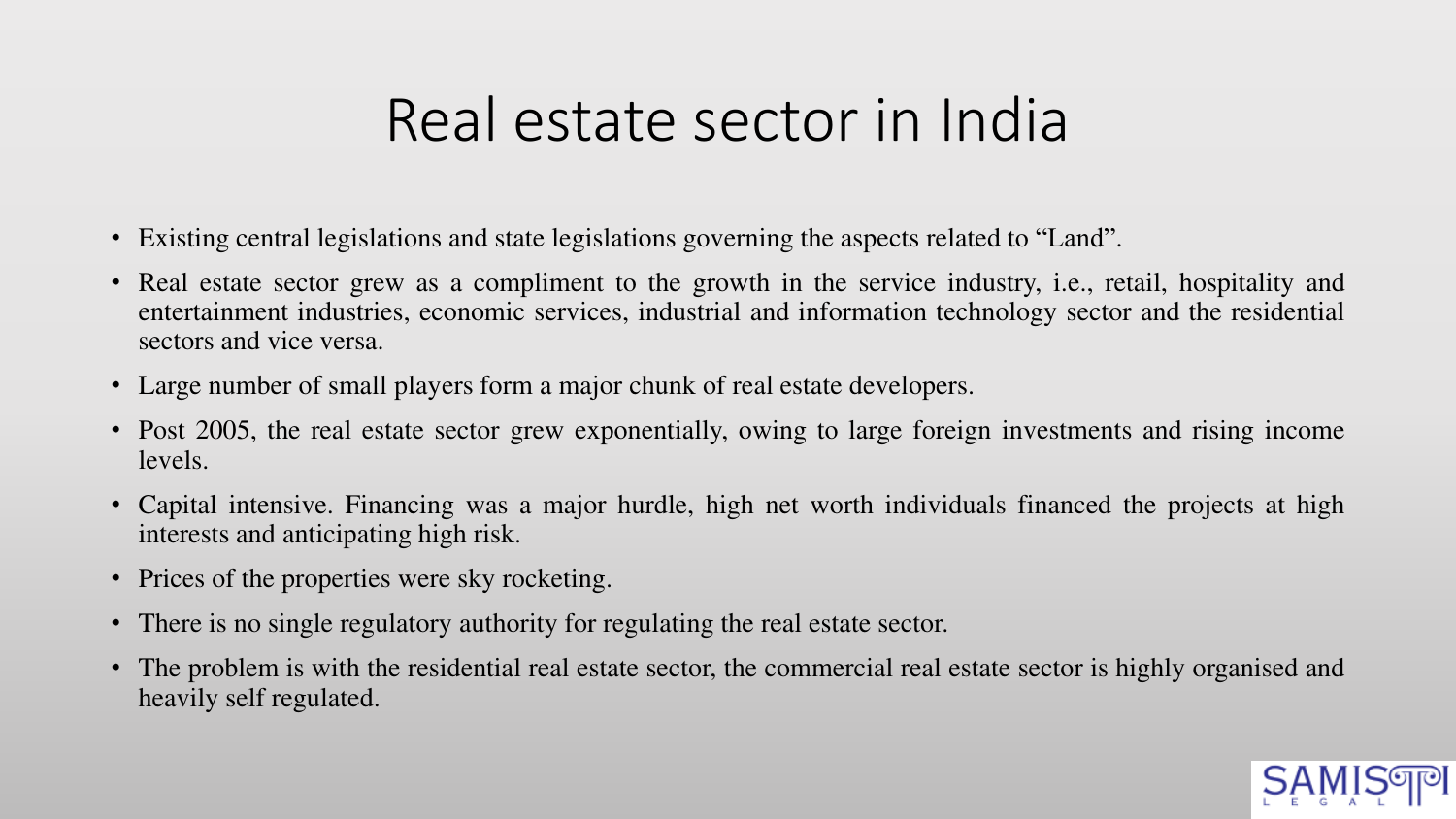# Real estate sector in India

- Existing central legislations and state legislations governing the aspects related to "Land".
- Real estate sector grew as a compliment to the growth in the service industry, i.e., retail, hospitality and entertainment industries, economic services, industrial and information technology sector and the residential sectors and vice versa.
- Large number of small players form a major chunk of real estate developers.
- Post 2005, the real estate sector grew exponentially, owing to large foreign investments and rising income levels.
- Capital intensive. Financing was a major hurdle, high net worth individuals financed the projects at high interests and anticipating high risk.
- Prices of the properties were sky rocketing.
- There is no single regulatory authority for regulating the real estate sector.
- The problem is with the residential real estate sector, the commercial real estate sector is highly organised and heavily self regulated.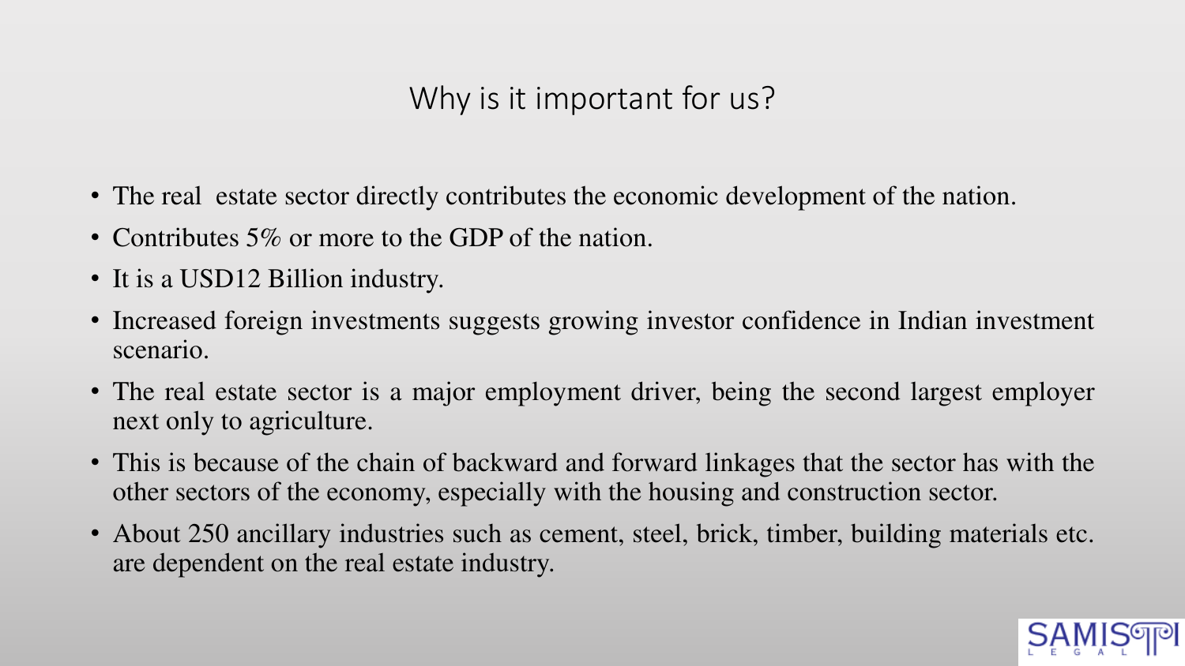## Why is it important for us?

- The real  estate sector directly contributes the economic development of the nation.
- Contributes 5% or more to the GDP of the nation.
- It is a USD12 Billion industry.
- Increased foreign investments suggests growing investor confidence in Indian investment scenario.
- The real estate sector is a major employment driver, being the second largest employer next only to agriculture.
- This is because of the chain of backward and forward linkages that the sector has with the other sectors of the economy, especially with the housing and construction sector.
- About 250 ancillary industries such as cement, steel, brick, timber, building materials etc. are dependent on the real estate industry.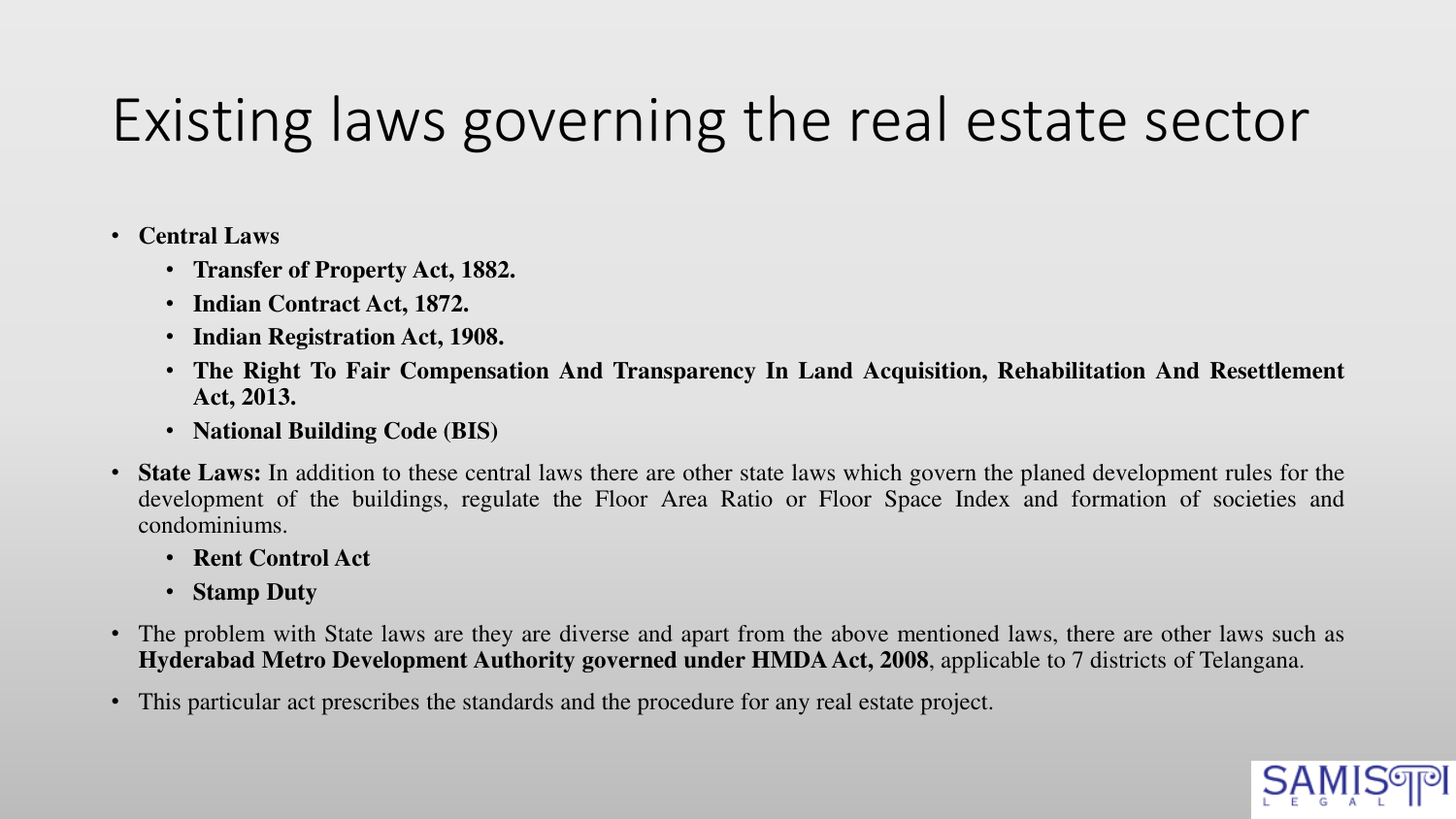# Existing laws governing the real estate sector

- **Central Laws**
  - **Transfer of Property Act, 1882.**
  - **Indian Contract Act, 1872.**
  - **Indian Registration Act, 1908.**
  - **The Right To Fair Compensation And Transparency In Land Acquisition, Rehabilitation And Resettlement Act, 2013.**
  - **National Building Code (BIS)**
- **State Laws:** In addition to these central laws there are other state laws which govern the planed development rules for the development of the buildings, regulate the Floor Area Ratio or Floor Space Index and formation of societies and condominiums.
  - **Rent Control Act**
  - **Stamp Duty**
- The problem with State laws are they are diverse and apart from the above mentioned laws, there are other laws such as **Hyderabad Metro Development Authority governed under HMDA Act, 2008**, applicable to 7 districts of Telangana.
- This particular act prescribes the standards and the procedure for any real estate project.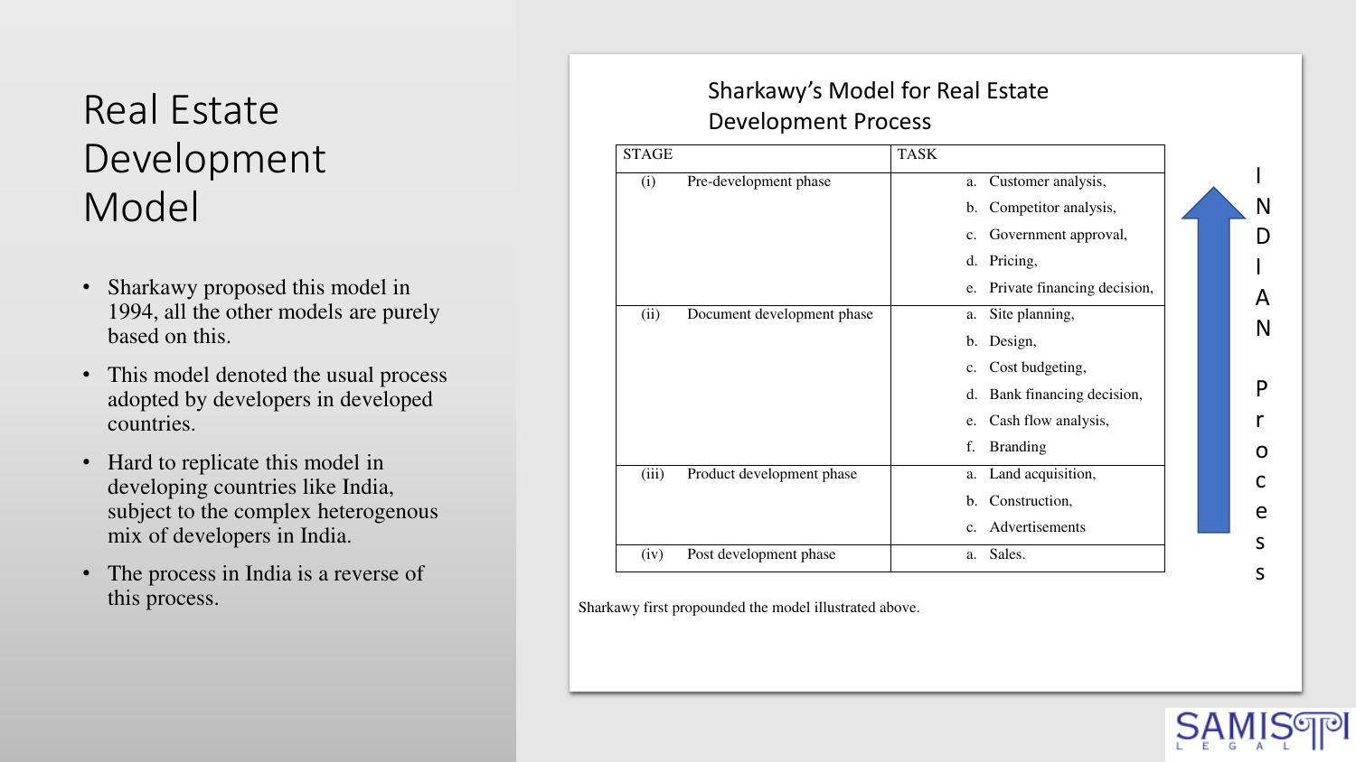# Real Estate Development Model

- Sharkawy proposed this model in 1994, all the other models are purely based on this.
- This model denoted the usual process adopted by developers in developed countries.
- Hard to replicate this model in developing countries like India, subject to the complex heterogenous mix of developers in India.
- The process in India is a reverse of this process.

## Sharkawy's Model for Real Estate Development Process

| STAGE | TASK |
|---|---|
| (i) Pre-development phase | a. Customer analysis,<br>b. Competitor analysis,<br>c. Government approval,<br>d. Pricing,<br>e. Private financing decision, |
| (ii) Document development phase | a. Site planning,<br>b. Design,<br>c. Cost budgeting,<br>d. Bank financing decision,<br>e. Cash flow analysis,<br>f. Branding |
| (iii) Product development phase | a. Land acquisition,<br>b. Construction,<br>c. Advertisements |
| (iv) Post development phase | a. Sales. |

INDIAN Process

Sharkawy first propounded the model illustrated above.

SAMISTI LEGAL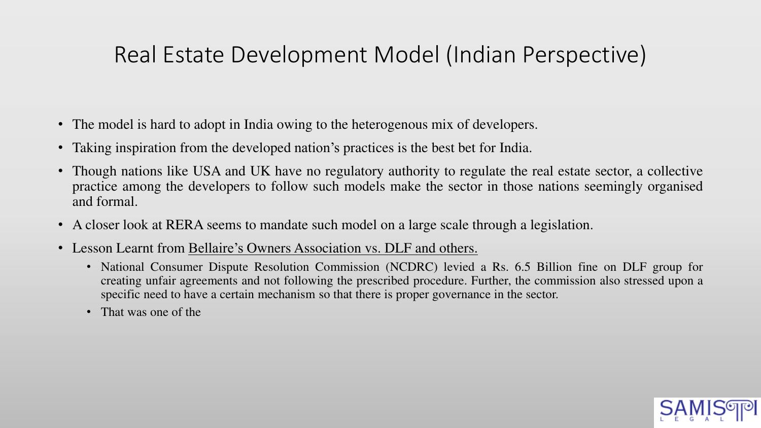# Real Estate Development Model (Indian Perspective)

- The model is hard to adopt in India owing to the heterogenous mix of developers.
- Taking inspiration from the developed nation's practices is the best bet for India.
- Though nations like USA and UK have no regulatory authority to regulate the real estate sector, a collective practice among the developers to follow such models make the sector in those nations seemingly organised and formal.
- A closer look at RERA seems to mandate such model on a large scale through a legislation.
- Lesson Learnt from Bellaire's Owners Association vs. DLF and others.
  - National Consumer Dispute Resolution Commission (NCDRC) levied a Rs. 6.5 Billion fine on DLF group for creating unfair agreements and not following the prescribed procedure. Further, the commission also stressed upon a specific need to have a certain mechanism so that there is proper governance in the sector.
  - That was one of the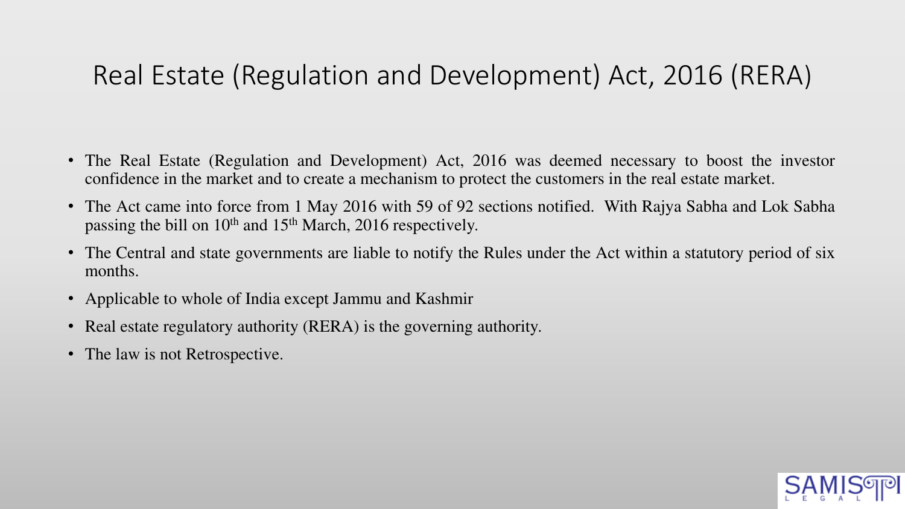# Real Estate (Regulation and Development) Act, 2016 (RERA)

- The Real Estate (Regulation and Development) Act, 2016 was deemed necessary to boost the investor confidence in the market and to create a mechanism to protect the customers in the real estate market.
- The Act came into force from 1 May 2016 with 59 of 92 sections notified. With Rajya Sabha and Lok Sabha passing the bill on 10th and 15th March, 2016 respectively.
- The Central and state governments are liable to notify the Rules under the Act within a statutory period of six months.
- Applicable to whole of India except Jammu and Kashmir
- Real estate regulatory authority (RERA) is the governing authority.
- The law is not Retrospective.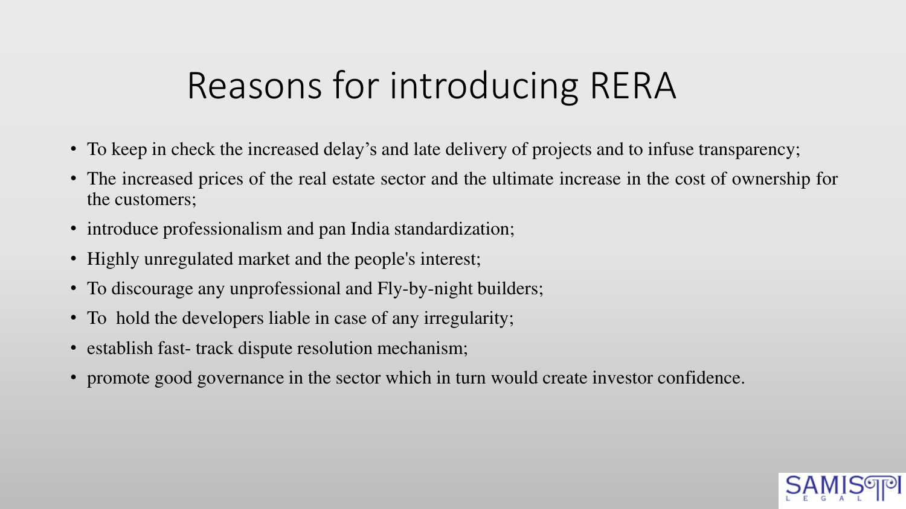# Reasons for introducing RERA

- To keep in check the increased delay's and late delivery of projects and to infuse transparency;
- The increased prices of the real estate sector and the ultimate increase in the cost of ownership for the customers;
- introduce professionalism and pan India standardization;
- Highly unregulated market and the people's interest;
- To discourage any unprofessional and Fly-by-night builders;
- To hold the developers liable in case of any irregularity;
- establish fast- track dispute resolution mechanism;
- promote good governance in the sector which in turn would create investor confidence.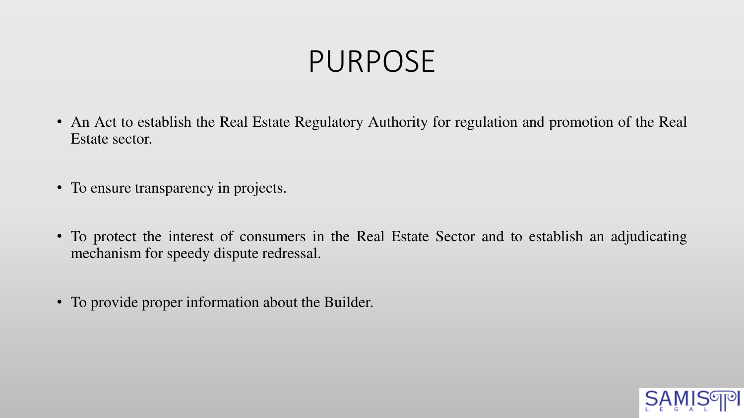# PURPOSE

- An Act to establish the Real Estate Regulatory Authority for regulation and promotion of the Real Estate sector.
- To ensure transparency in projects.
- To protect the interest of consumers in the Real Estate Sector and to establish an adjudicating mechanism for speedy dispute redressal.
- To provide proper information about the Builder.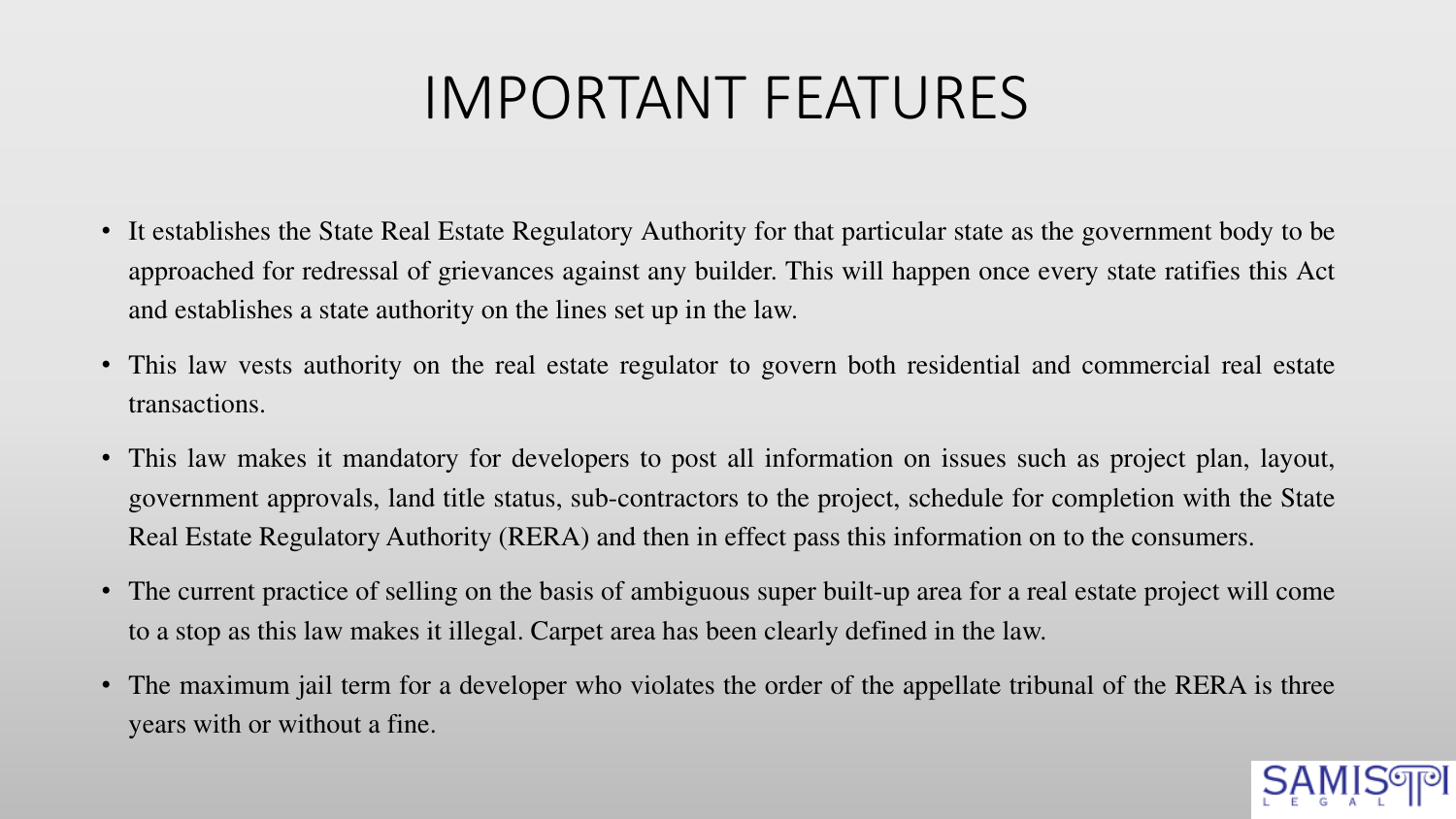# IMPORTANT FEATURES

- It establishes the State Real Estate Regulatory Authority for that particular state as the government body to be approached for redressal of grievances against any builder. This will happen once every state ratifies this Act and establishes a state authority on the lines set up in the law.
- This law vests authority on the real estate regulator to govern both residential and commercial real estate transactions.
- This law makes it mandatory for developers to post all information on issues such as project plan, layout, government approvals, land title status, sub-contractors to the project, schedule for completion with the State Real Estate Regulatory Authority (RERA) and then in effect pass this information on to the consumers.
- The current practice of selling on the basis of ambiguous super built-up area for a real estate project will come to a stop as this law makes it illegal. Carpet area has been clearly defined in the law.
- The maximum jail term for a developer who violates the order of the appellate tribunal of the RERA is three years with or without a fine.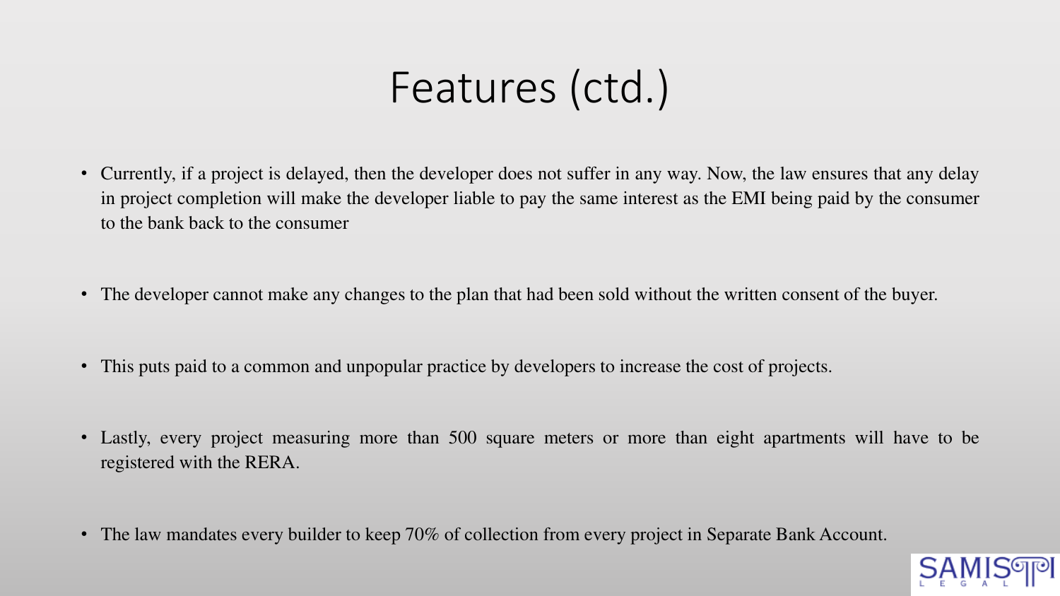# Features (ctd.)

- Currently, if a project is delayed, then the developer does not suffer in any way. Now, the law ensures that any delay in project completion will make the developer liable to pay the same interest as the EMI being paid by the consumer to the bank back to the consumer
- The developer cannot make any changes to the plan that had been sold without the written consent of the buyer.
- This puts paid to a common and unpopular practice by developers to increase the cost of projects.
- Lastly, every project measuring more than 500 square meters or more than eight apartments will have to be registered with the RERA.
- The law mandates every builder to keep 70% of collection from every project in Separate Bank Account.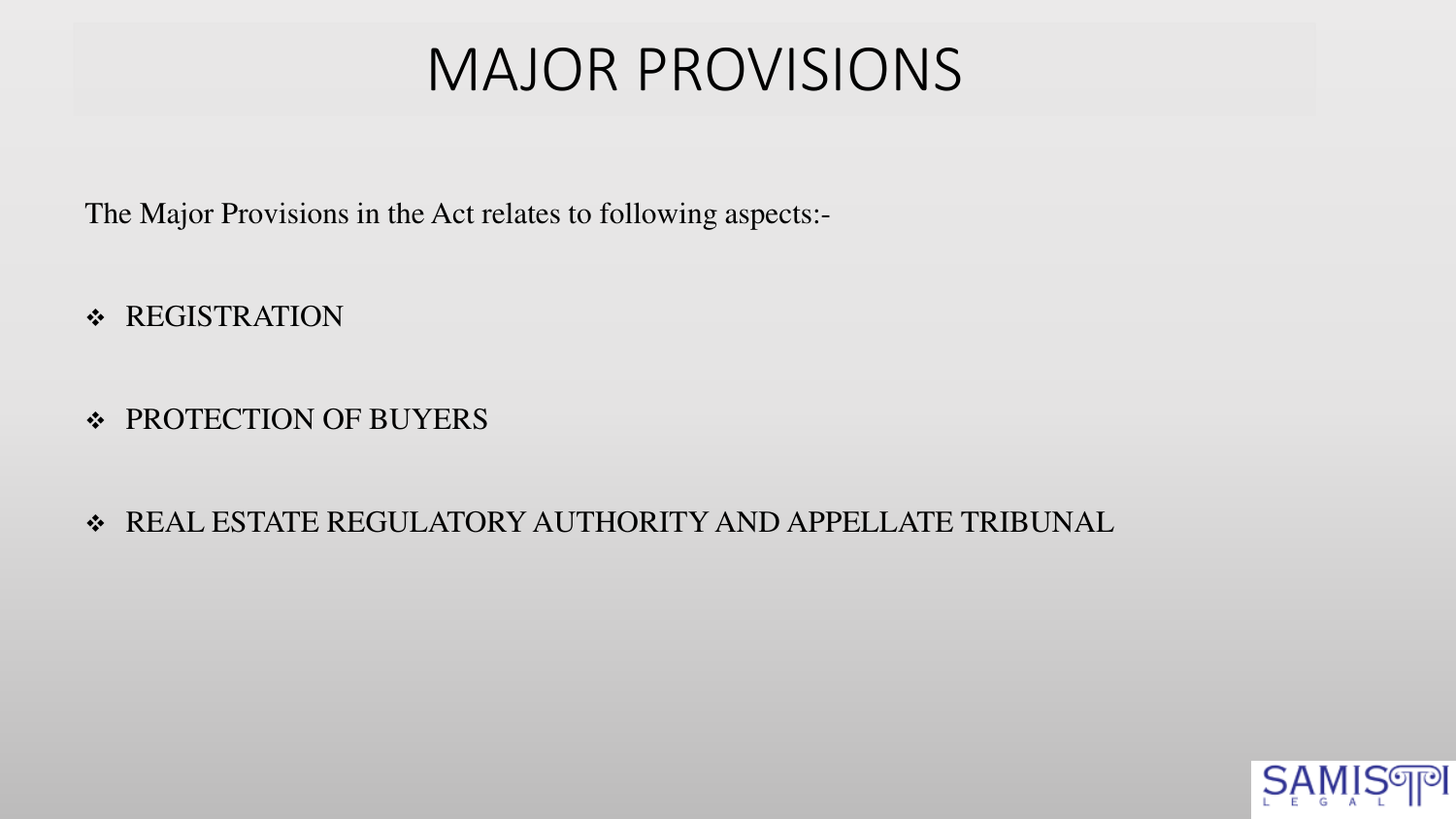# MAJOR PROVISIONS

The Major Provisions in the Act relates to following aspects:-

- REGISTRATION
- PROTECTION OF BUYERS
- REAL ESTATE REGULATORY AUTHORITY AND APPELLATE TRIBUNAL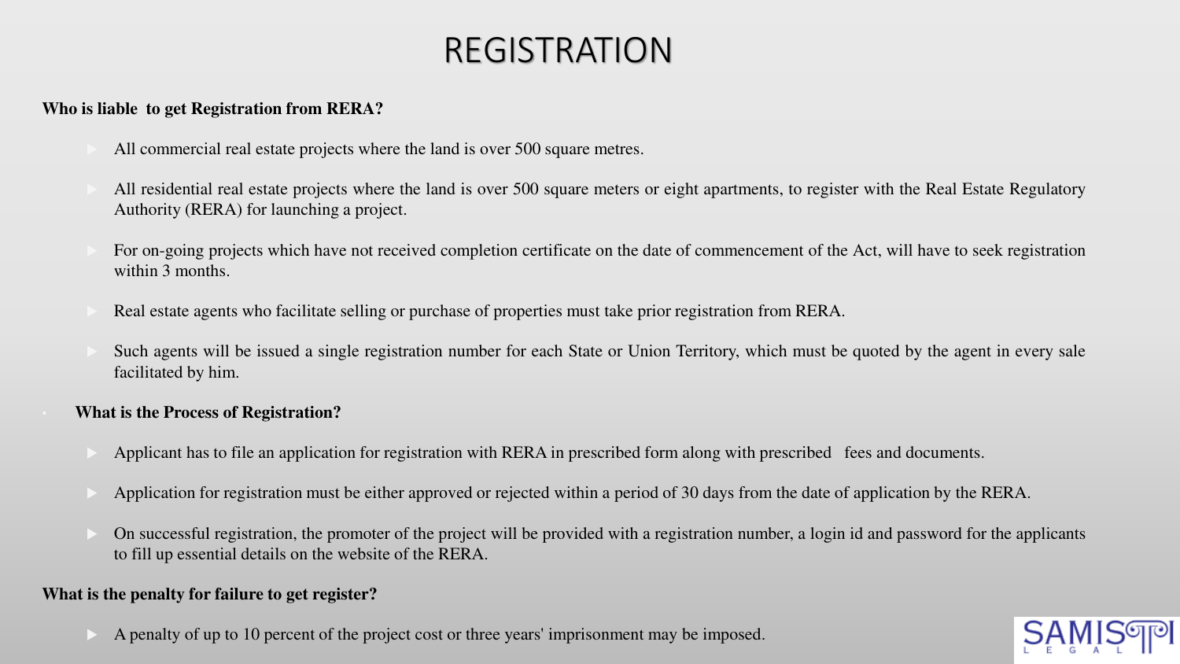# REGISTRATION

**Who is liable to get Registration from RERA?**

- All commercial real estate projects where the land is over 500 square metres.
- All residential real estate projects where the land is over 500 square meters or eight apartments, to register with the Real Estate Regulatory Authority (RERA) for launching a project.
- For on-going projects which have not received completion certificate on the date of commencement of the Act, will have to seek registration within 3 months.
- Real estate agents who facilitate selling or purchase of properties must take prior registration from RERA.
- Such agents will be issued a single registration number for each State or Union Territory, which must be quoted by the agent in every sale facilitated by him.

**What is the Process of Registration?**

- Applicant has to file an application for registration with RERA in prescribed form along with prescribed fees and documents.
- Application for registration must be either approved or rejected within a period of 30 days from the date of application by the RERA.
- On successful registration, the promoter of the project will be provided with a registration number, a login id and password for the applicants to fill up essential details on the website of the RERA.

**What is the penalty for failure to get register?**

- A penalty of up to 10 percent of the project cost or three years' imprisonment may be imposed.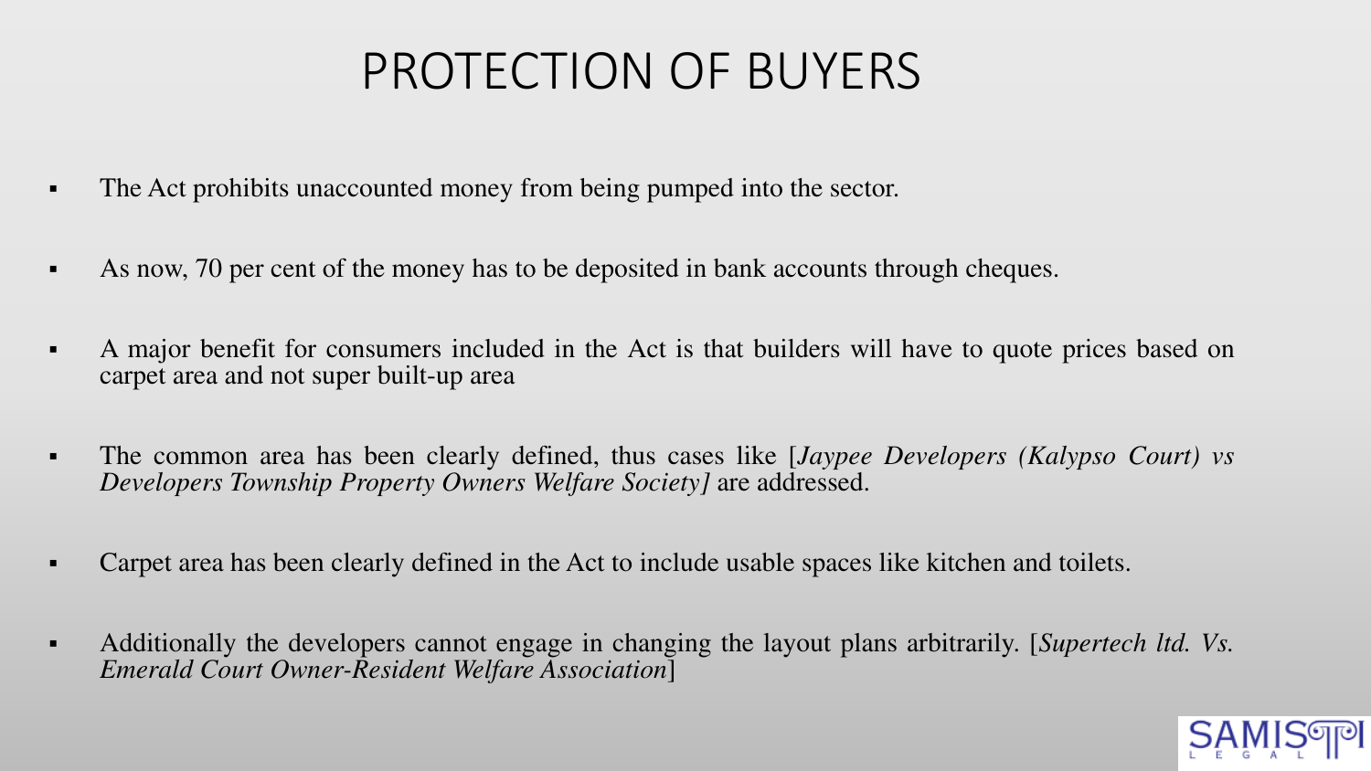# PROTECTION OF BUYERS

- The Act prohibits unaccounted money from being pumped into the sector.
- As now, 70 per cent of the money has to be deposited in bank accounts through cheques.
- A major benefit for consumers included in the Act is that builders will have to quote prices based on carpet area and not super built-up area
- The common area has been clearly defined, thus cases like [*Jaypee Developers (Kalypso Court) vs Developers Township Property Owners Welfare Society]* are addressed.
- Carpet area has been clearly defined in the Act to include usable spaces like kitchen and toilets.
- Additionally the developers cannot engage in changing the layout plans arbitrarily. [*Supertech ltd. Vs. Emerald Court Owner-Resident Welfare Association*]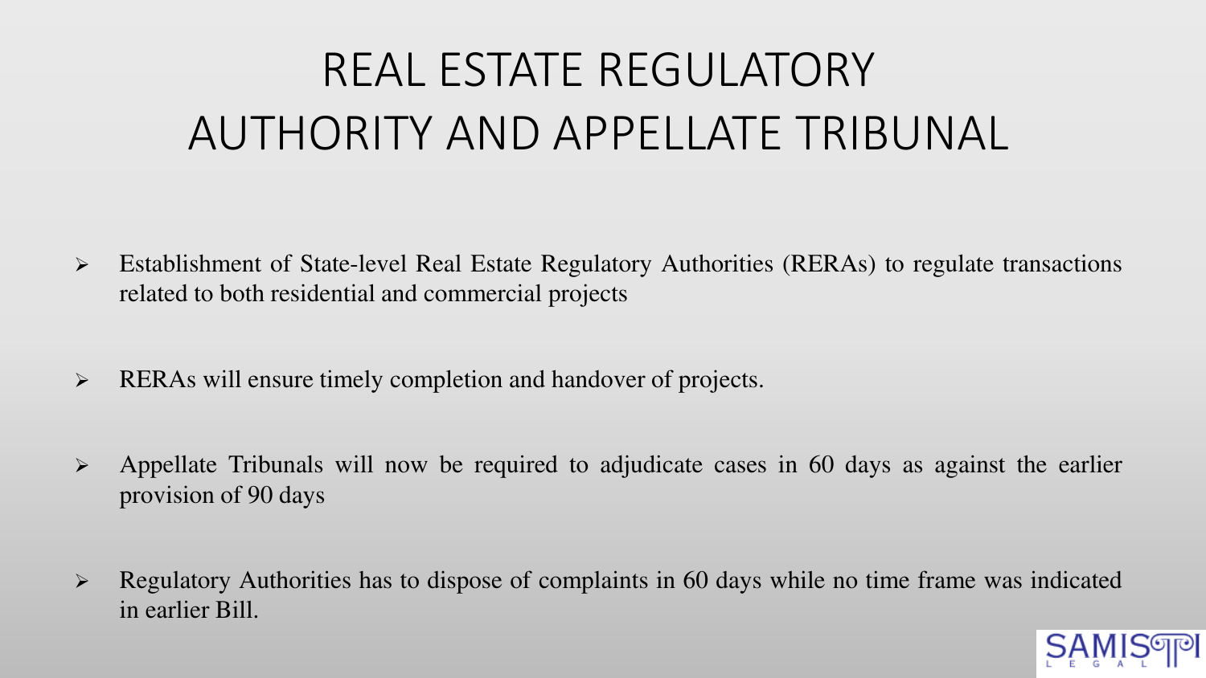# REAL ESTATE REGULATORY AUTHORITY AND APPELLATE TRIBUNAL

- Establishment of State-level Real Estate Regulatory Authorities (RERAs) to regulate transactions related to both residential and commercial projects
- RERAs will ensure timely completion and handover of projects.
- Appellate Tribunals will now be required to adjudicate cases in 60 days as against the earlier provision of 90 days
- Regulatory Authorities has to dispose of complaints in 60 days while no time frame was indicated in earlier Bill.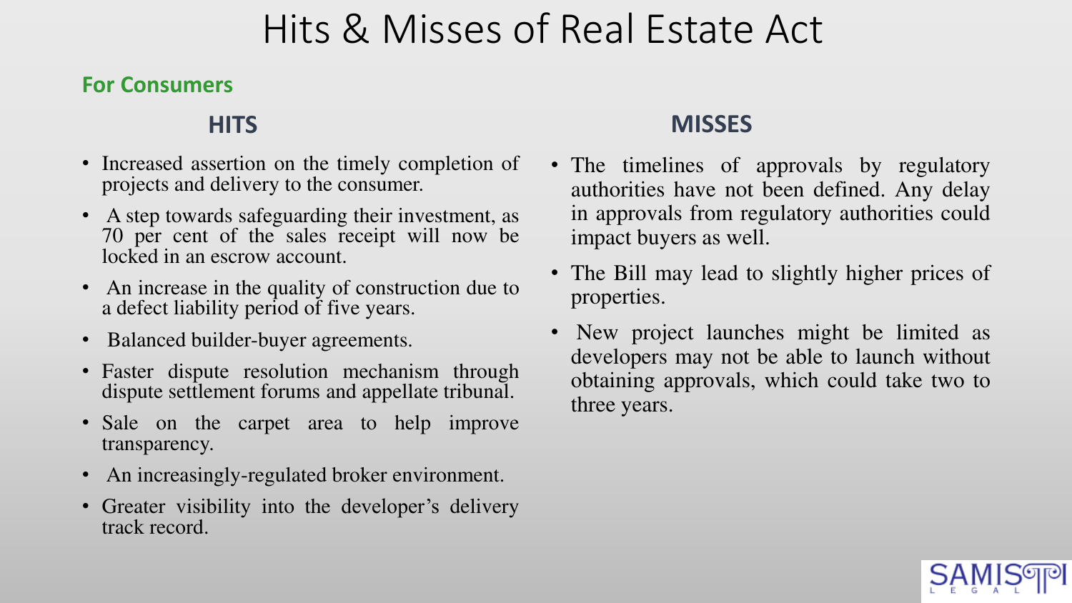# Hits & Misses of Real Estate Act

**For Consumers**

## HITS

- Increased assertion on the timely completion of projects and delivery to the consumer.
- A step towards safeguarding their investment, as 70 per cent of the sales receipt will now be locked in an escrow account.
- An increase in the quality of construction due to a defect liability period of five years.
- Balanced builder-buyer agreements.
- Faster dispute resolution mechanism through dispute settlement forums and appellate tribunal.
- Sale on the carpet area to help improve transparency.
- An increasingly-regulated broker environment.
- Greater visibility into the developer's delivery track record.

## MISSES

- The timelines of approvals by regulatory authorities have not been defined. Any delay in approvals from regulatory authorities could impact buyers as well.
- The Bill may lead to slightly higher prices of properties.
- New project launches might be limited as developers may not be able to launch without obtaining approvals, which could take two to three years.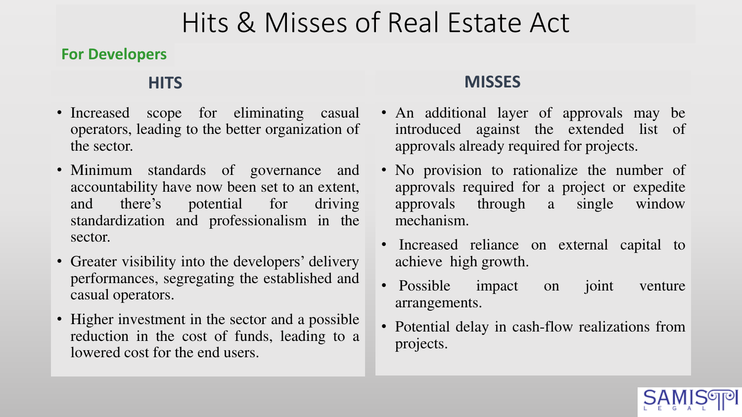# Hits & Misses of Real Estate Act

## For Developers

### HITS

- Increased scope for eliminating casual operators, leading to the better organization of the sector.
- Minimum standards of governance and accountability have now been set to an extent, and there's potential for driving standardization and professionalism in the sector.
- Greater visibility into the developers' delivery performances, segregating the established and casual operators.
- Higher investment in the sector and a possible reduction in the cost of funds, leading to a lowered cost for the end users.

### MISSES

- An additional layer of approvals may be introduced against the extended list of approvals already required for projects.
- No provision to rationalize the number of approvals required for a project or expedite approvals through a single window mechanism.
- Increased reliance on external capital to achieve high growth.
- Possible impact on joint venture arrangements.
- Potential delay in cash-flow realizations from projects.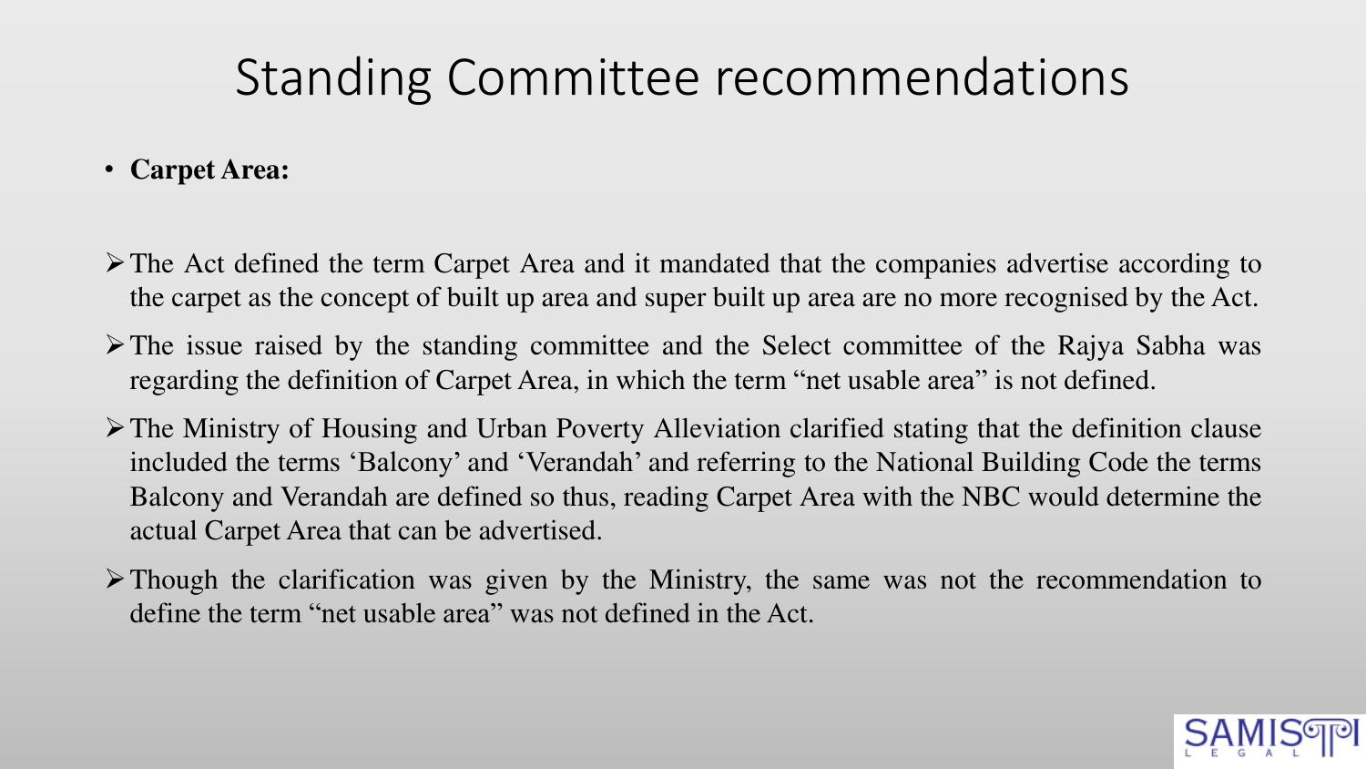# Standing Committee recommendations

- **Carpet Area:**

- The Act defined the term Carpet Area and it mandated that the companies advertise according to the carpet as the concept of built up area and super built up area are no more recognised by the Act.
- The issue raised by the standing committee and the Select committee of the Rajya Sabha was regarding the definition of Carpet Area, in which the term "net usable area" is not defined.
- The Ministry of Housing and Urban Poverty Alleviation clarified stating that the definition clause included the terms 'Balcony' and 'Verandah' and referring to the National Building Code the terms Balcony and Verandah are defined so thus, reading Carpet Area with the NBC would determine the actual Carpet Area that can be advertised.
- Though the clarification was given by the Ministry, the same was not the recommendation to define the term "net usable area" was not defined in the Act.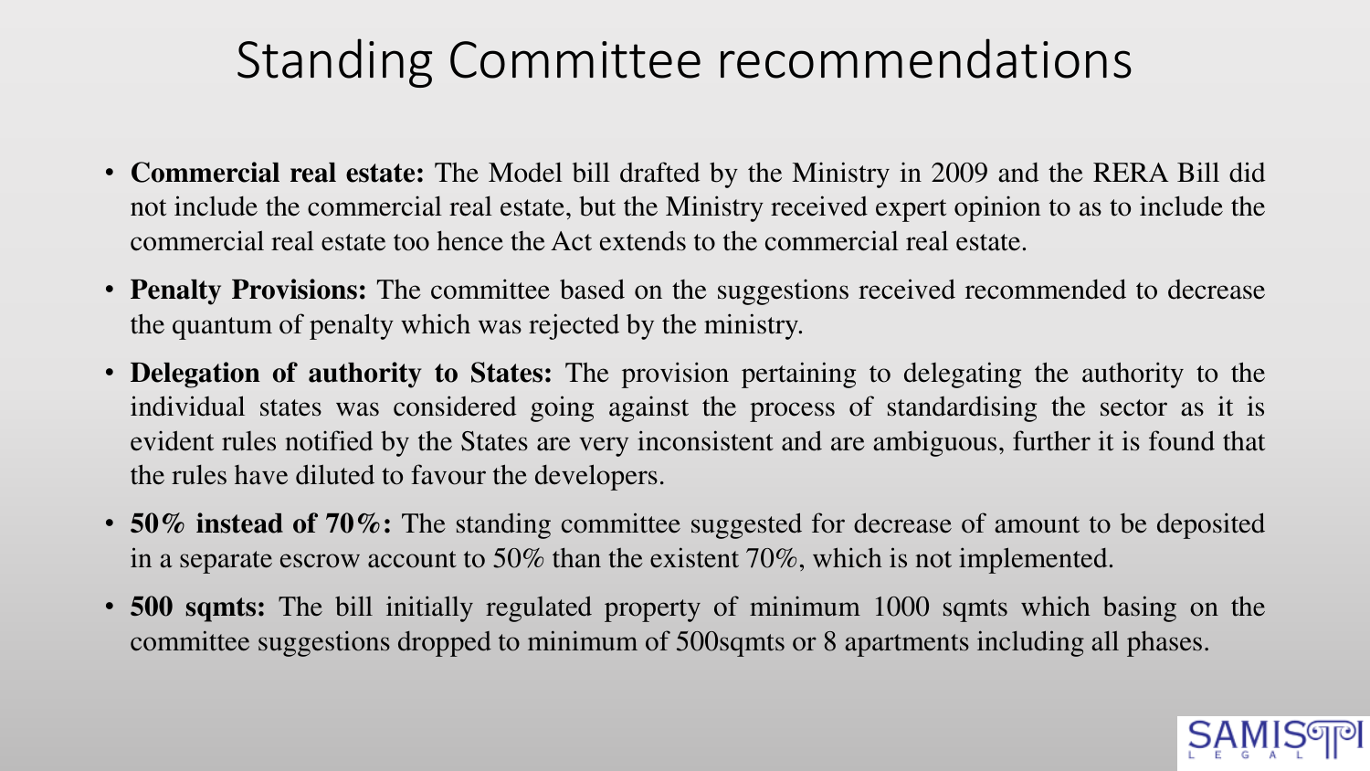# Standing Committee recommendations

- **Commercial real estate:** The Model bill drafted by the Ministry in 2009 and the RERA Bill did not include the commercial real estate, but the Ministry received expert opinion to as to include the commercial real estate too hence the Act extends to the commercial real estate.
- **Penalty Provisions:** The committee based on the suggestions received recommended to decrease the quantum of penalty which was rejected by the ministry.
- **Delegation of authority to States:** The provision pertaining to delegating the authority to the individual states was considered going against the process of standardising the sector as it is evident rules notified by the States are very inconsistent and are ambiguous, further it is found that the rules have diluted to favour the developers.
- **50% instead of 70%:** The standing committee suggested for decrease of amount to be deposited in a separate escrow account to 50% than the existent 70%, which is not implemented.
- **500 sqmts:** The bill initially regulated property of minimum 1000 sqmts which basing on the committee suggestions dropped to minimum of 500sqmts or 8 apartments including all phases.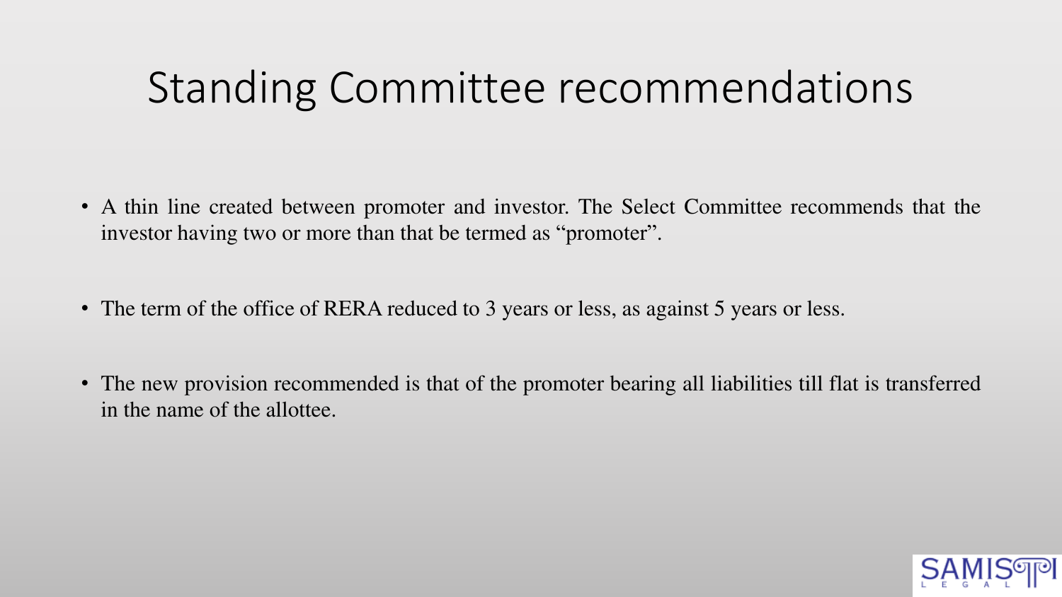# Standing Committee recommendations

- A thin line created between promoter and investor. The Select Committee recommends that the investor having two or more than that be termed as "promoter".
- The term of the office of RERA reduced to 3 years or less, as against 5 years or less.
- The new provision recommended is that of the promoter bearing all liabilities till flat is transferred in the name of the allottee.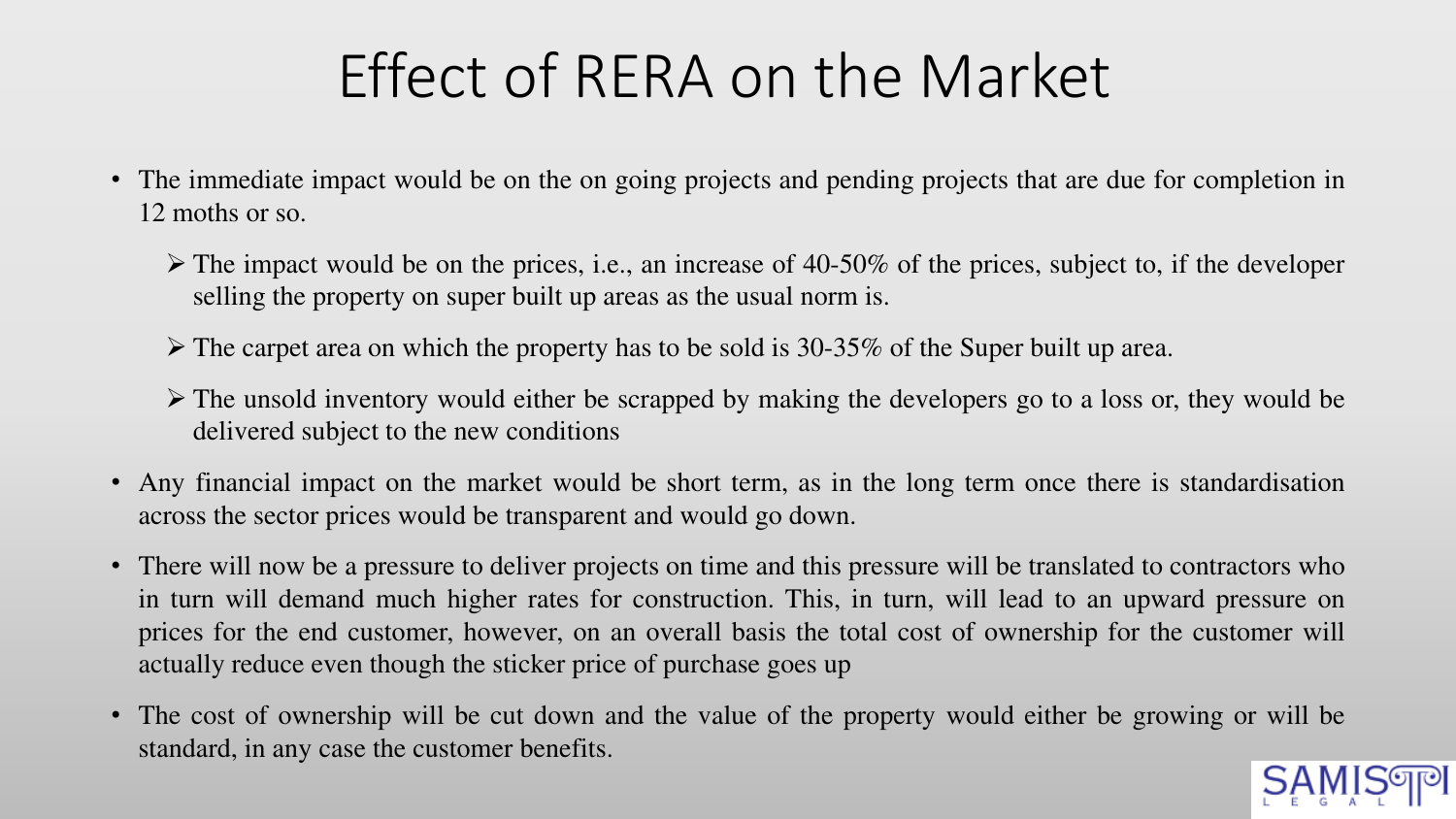# Effect of RERA on the Market

- The immediate impact would be on the on going projects and pending projects that are due for completion in 12 moths or so.
  - The impact would be on the prices, i.e., an increase of 40-50% of the prices, subject to, if the developer selling the property on super built up areas as the usual norm is.
  - The carpet area on which the property has to be sold is 30-35% of the Super built up area.
  - The unsold inventory would either be scrapped by making the developers go to a loss or, they would be delivered subject to the new conditions
- Any financial impact on the market would be short term, as in the long term once there is standardisation across the sector prices would be transparent and would go down.
- There will now be a pressure to deliver projects on time and this pressure will be translated to contractors who in turn will demand much higher rates for construction. This, in turn, will lead to an upward pressure on prices for the end customer, however, on an overall basis the total cost of ownership for the customer will actually reduce even though the sticker price of purchase goes up
- The cost of ownership will be cut down and the value of the property would either be growing or will be standard, in any case the customer benefits.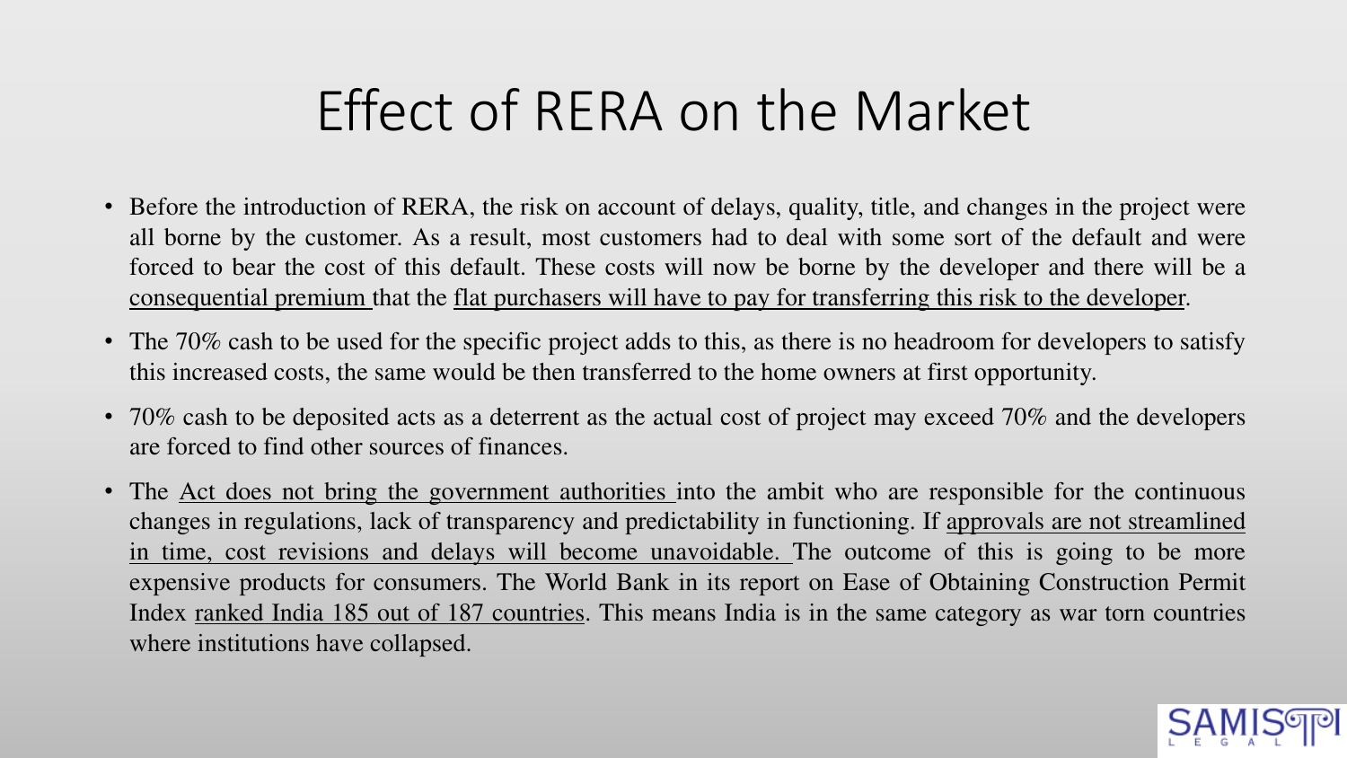# Effect of RERA on the Market

- Before the introduction of RERA, the risk on account of delays, quality, title, and changes in the project were all borne by the customer. As a result, most customers had to deal with some sort of the default and were forced to bear the cost of this default. These costs will now be borne by the developer and there will be a consequential premium that the flat purchasers will have to pay for transferring this risk to the developer.
- The 70% cash to be used for the specific project adds to this, as there is no headroom for developers to satisfy this increased costs, the same would be then transferred to the home owners at first opportunity.
- 70% cash to be deposited acts as a deterrent as the actual cost of project may exceed 70% and the developers are forced to find other sources of finances.
- The Act does not bring the government authorities into the ambit who are responsible for the continuous changes in regulations, lack of transparency and predictability in functioning. If approvals are not streamlined in time, cost revisions and delays will become unavoidable. The outcome of this is going to be more expensive products for consumers. The World Bank in its report on Ease of Obtaining Construction Permit Index ranked India 185 out of 187 countries. This means India is in the same category as war torn countries where institutions have collapsed.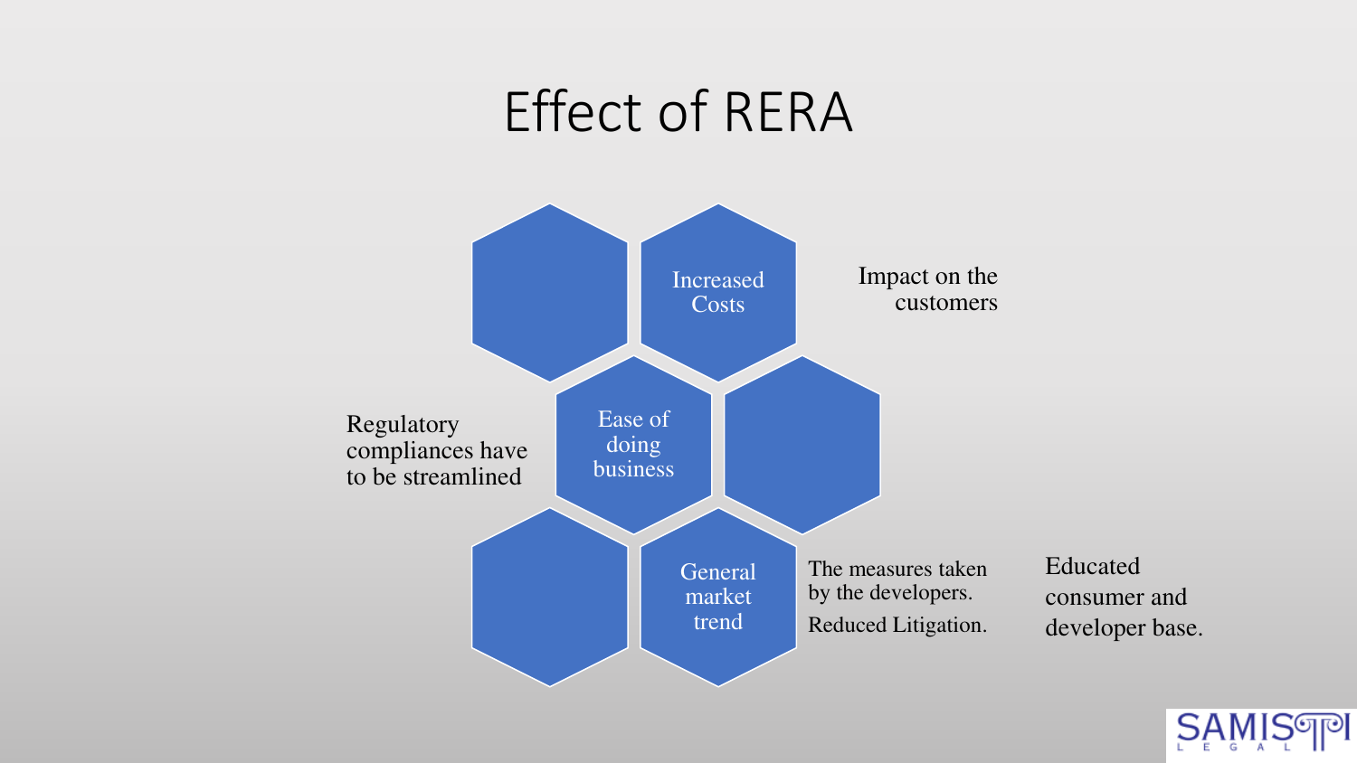# Effect of RERA

- **Increased Costs** – Impact on the customers
- **Ease of doing business** – Regulatory compliances have to be streamlined
- **General market trend** – The measures taken by the developers. Reduced Litigation.

Educated consumer and developer base.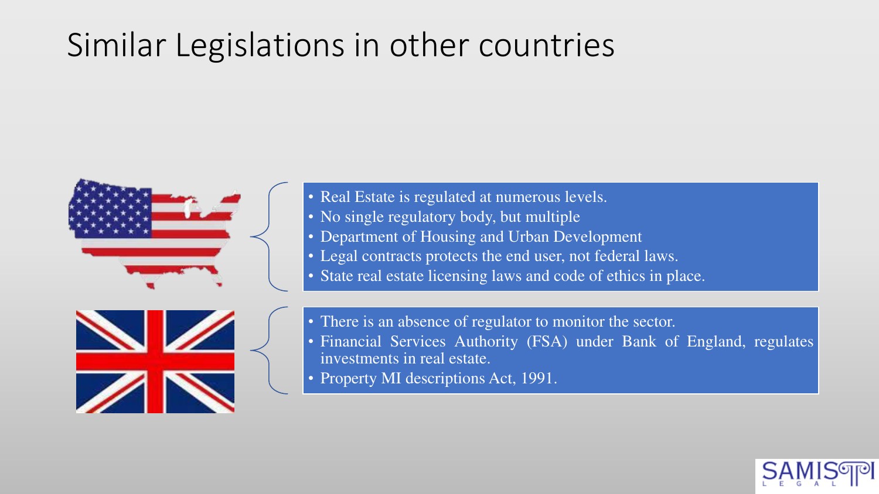# Similar Legislations in other countries

- Real Estate is regulated at numerous levels.
- No single regulatory body, but multiple
- Department of Housing and Urban Development
- Legal contracts protects the end user, not federal laws.
- State real estate licensing laws and code of ethics in place.

- There is an absence of regulator to monitor the sector.
- Financial Services Authority (FSA) under Bank of England, regulates investments in real estate.
- Property MI descriptions Act, 1991.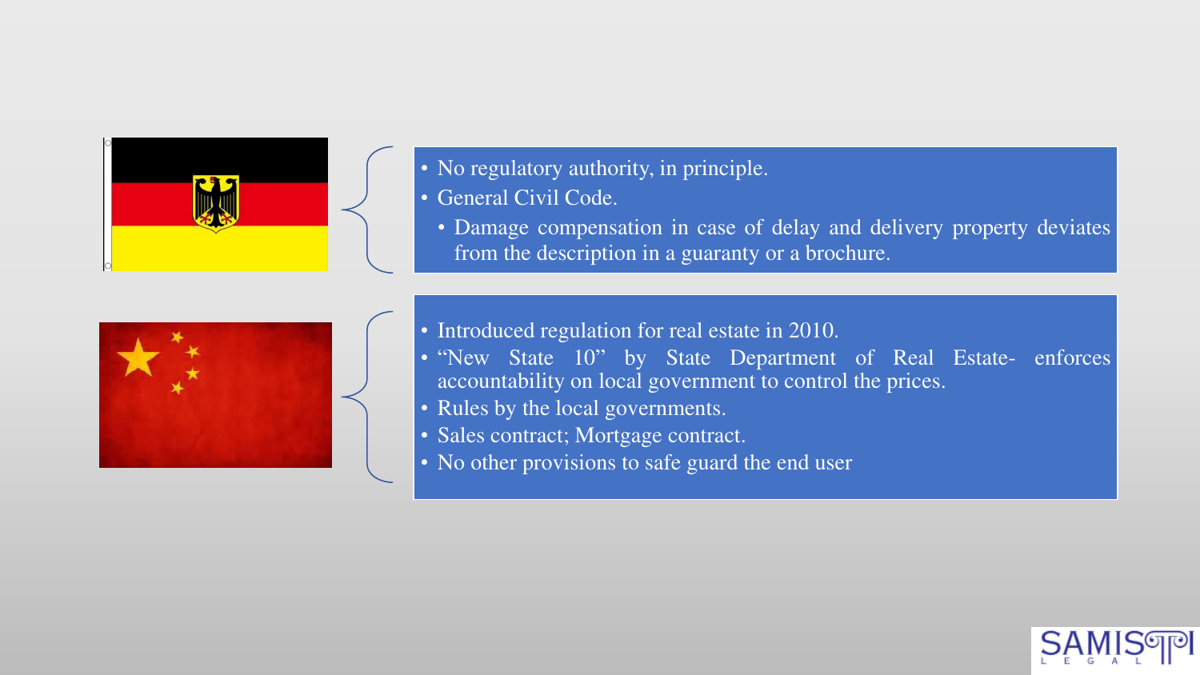- No regulatory authority, in principle.
- General Civil Code.
  - Damage compensation in case of delay and delivery property deviates from the description in a guaranty or a brochure.

- Introduced regulation for real estate in 2010.
- "New State 10" by State Department of Real Estate- enforces accountability on local government to control the prices.
- Rules by the local governments.
- Sales contract; Mortgage contract.
- No other provisions to safe guard the end user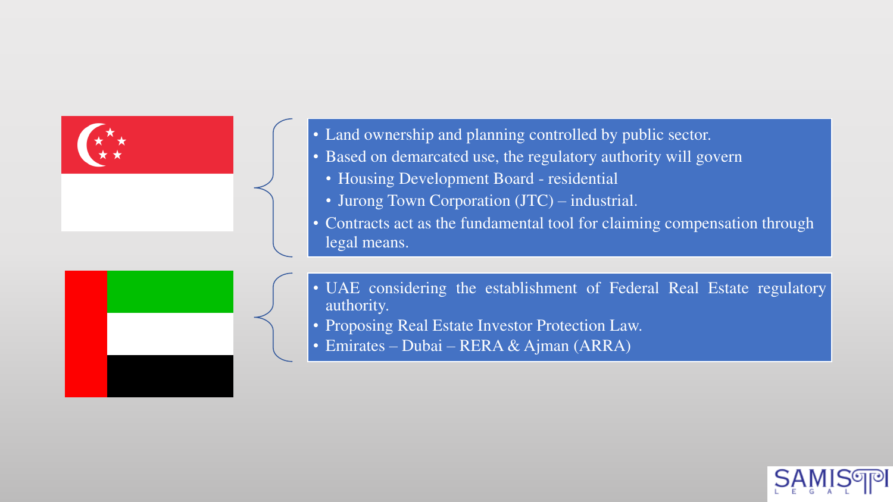- Land ownership and planning controlled by public sector.
- Based on demarcated use, the regulatory authority will govern
  - Housing Development Board - residential
  - Jurong Town Corporation (JTC) – industrial.
- Contracts act as the fundamental tool for claiming compensation through legal means.

- UAE considering the establishment of Federal Real Estate regulatory authority.
- Proposing Real Estate Investor Protection Law.
- Emirates – Dubai – RERA & Ajman (ARRA)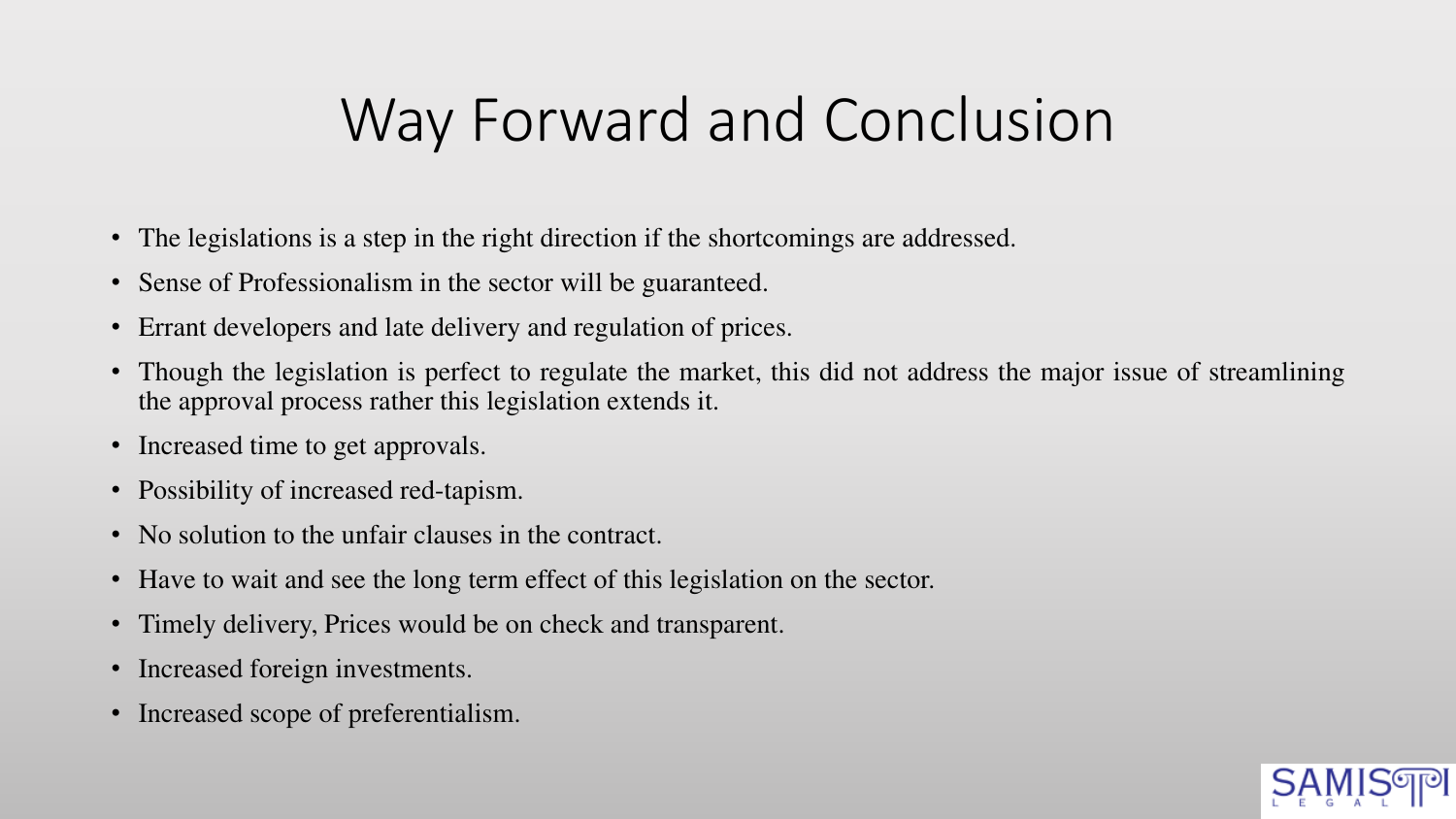# Way Forward and Conclusion

- The legislations is a step in the right direction if the shortcomings are addressed.
- Sense of Professionalism in the sector will be guaranteed.
- Errant developers and late delivery and regulation of prices.
- Though the legislation is perfect to regulate the market, this did not address the major issue of streamlining the approval process rather this legislation extends it.
- Increased time to get approvals.
- Possibility of increased red-tapism.
- No solution to the unfair clauses in the contract.
- Have to wait and see the long term effect of this legislation on the sector.
- Timely delivery, Prices would be on check and transparent.
- Increased foreign investments.
- Increased scope of preferentialism.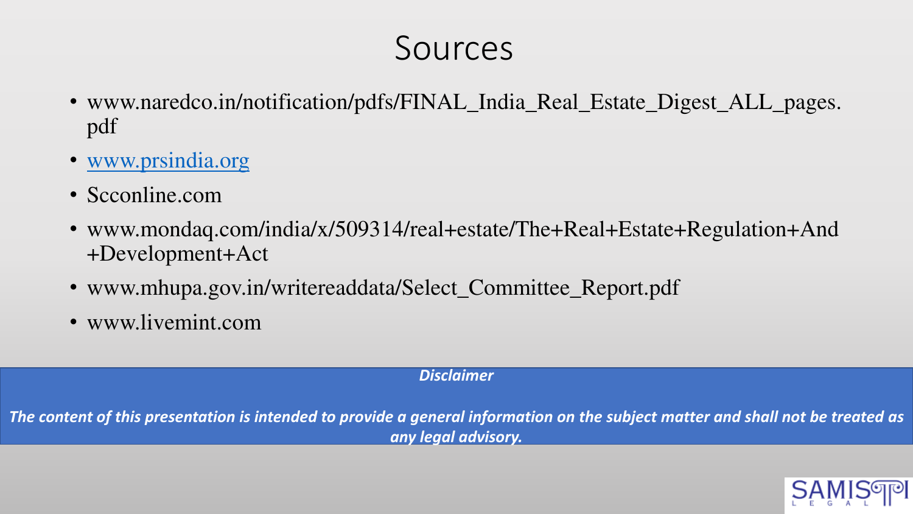# Sources

- www.naredco.in/notification/pdfs/FINAL_India_Real_Estate_Digest_ALL_pages.pdf
- www.prsindia.org
- Scconline.com
- www.mondaq.com/india/x/509314/real+estate/The+Real+Estate+Regulation+And+Development+Act
- www.mhupa.gov.in/writereaddata/Select_Committee_Report.pdf
- www.livemint.com

***Disclaimer***

***The content of this presentation is intended to provide a general information on the subject matter and shall not be treated as any legal advisory.***

SAMISTI LEGAL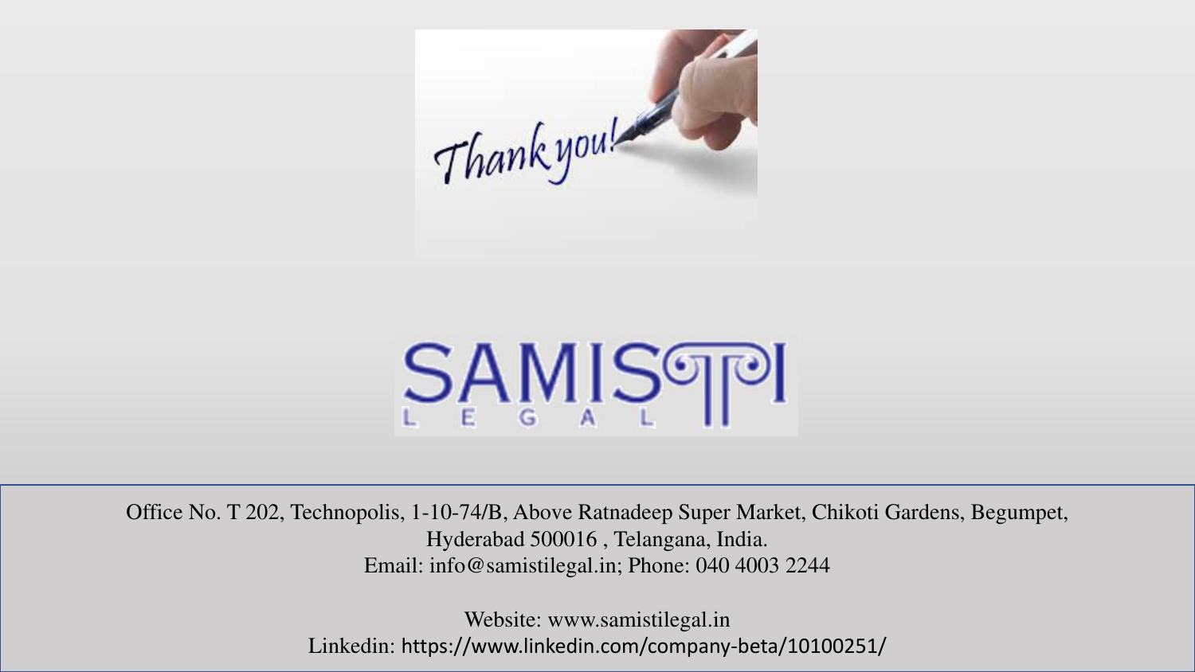Thank you!

SAMISTI LEGAL

Office No. T 202, Technopolis, 1-10-74/B, Above Ratnadeep Super Market, Chikoti Gardens, Begumpet, Hyderabad 500016 , Telangana, India.
Email: info@samistilegal.in; Phone: 040 4003 2244

Website: www.samistilegal.in
Linkedin: https://www.linkedin.com/company-beta/10100251/